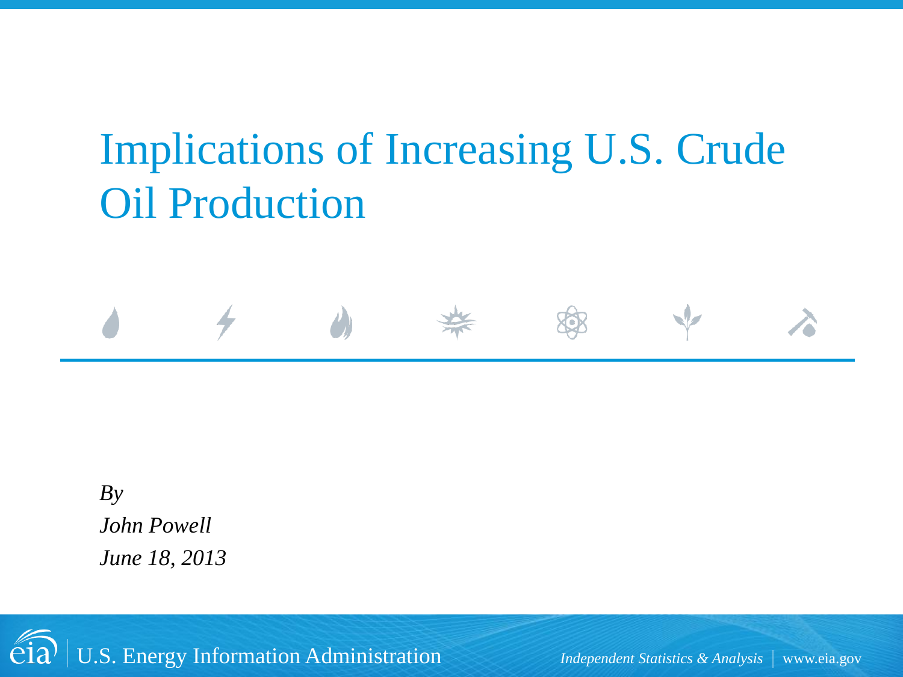# Implications of Increasing U.S. Crude Oil Production

*By*
*John Powell*
*June 18, 2013*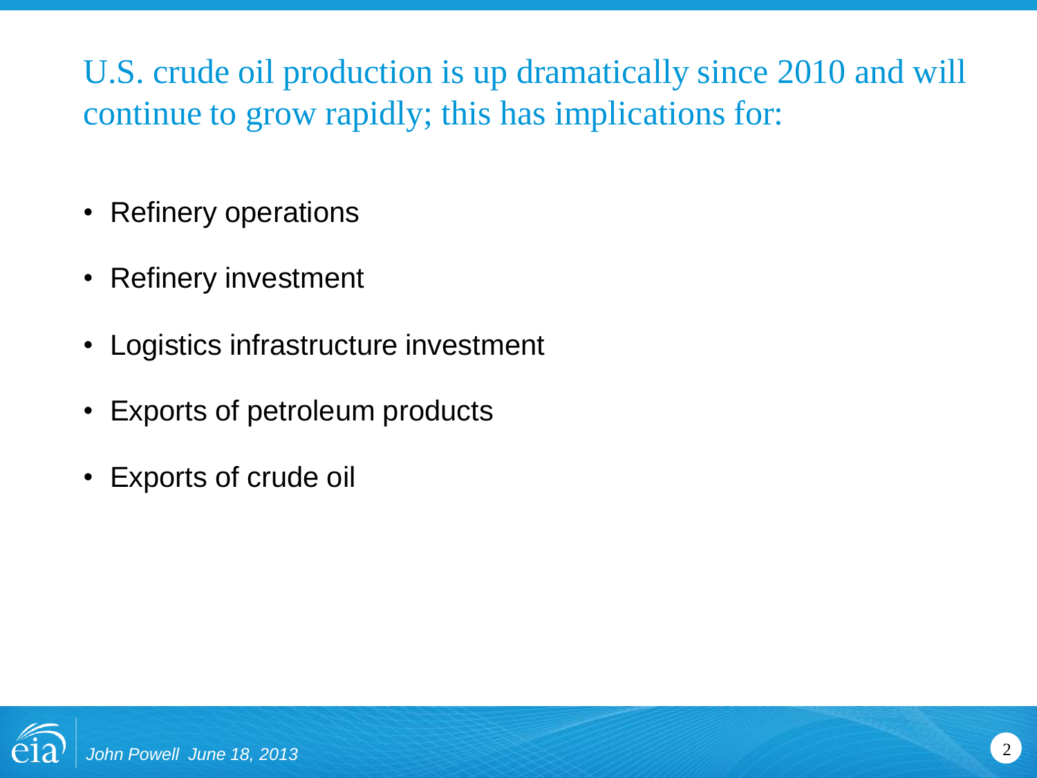## U.S. crude oil production is up dramatically since 2010 and will continue to grow rapidly; this has implications for:

- Refinery operations
- Refinery investment
- Logistics infrastructure investment
- Exports of petroleum products
- Exports of crude oil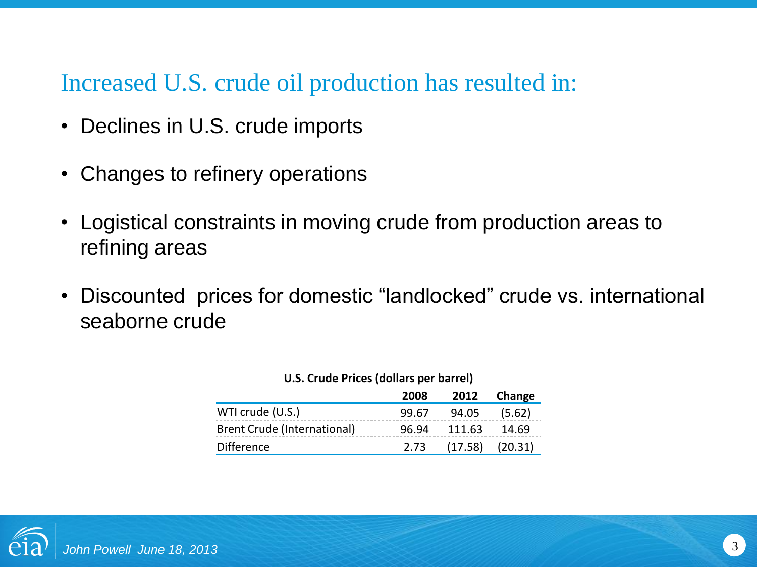## Increased U.S. crude oil production has resulted in:

- Declines in U.S. crude imports
- Changes to refinery operations
- Logistical constraints in moving crude from production areas to refining areas
- Discounted prices for domestic “landlocked” crude vs. international seaborne crude

**U.S. Crude Prices (dollars per barrel)**

| | 2008 | 2012 | Change |
|---|---|---|---|
| WTI crude (U.S.) | 99.67 | 94.05 | (5.62) |
| Brent Crude (International) | 96.94 | 111.63 | 14.69 |
| Difference | 2.73 | (17.58) | (20.31) |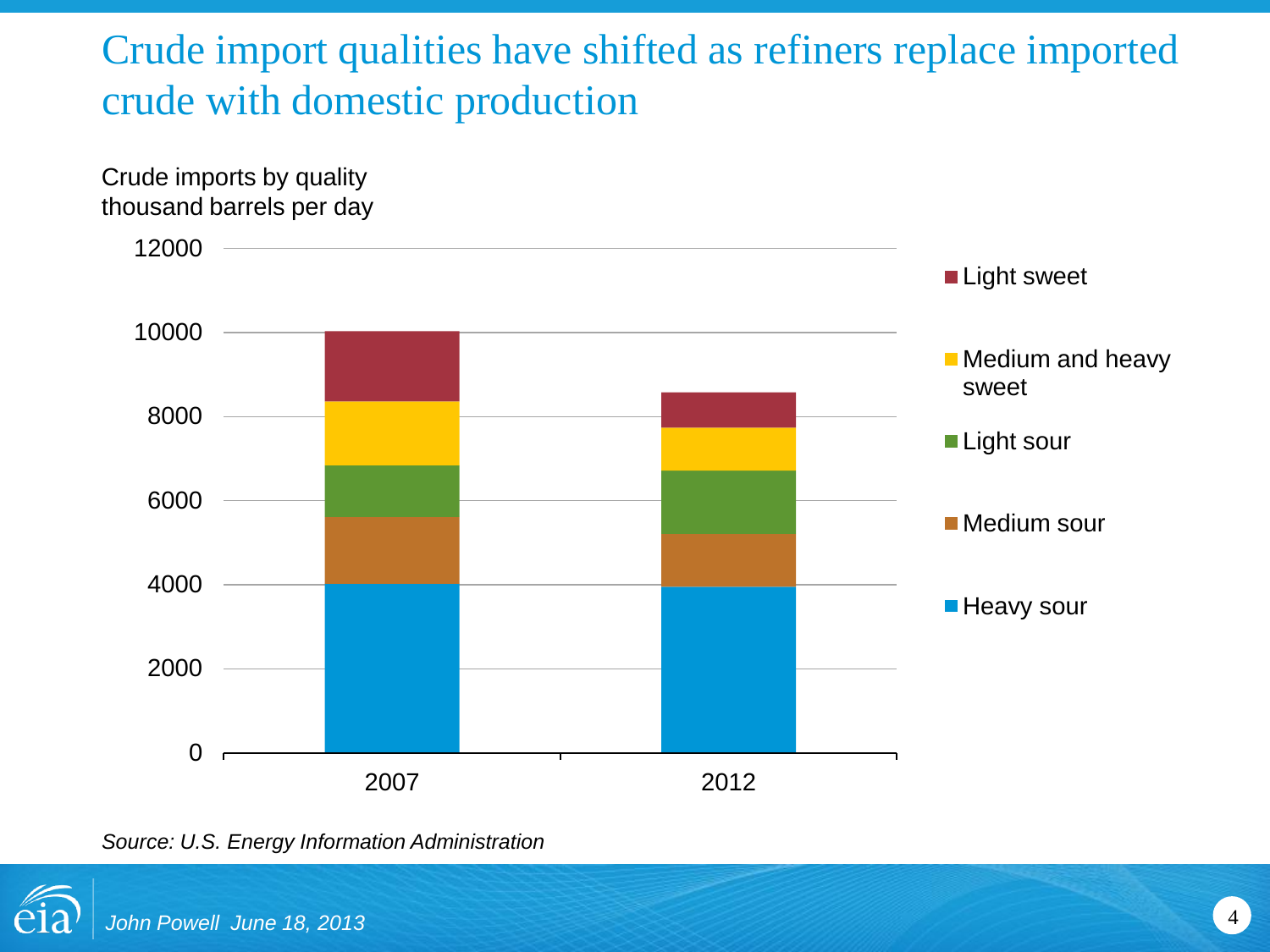# Crude import qualities have shifted as refiners replace imported crude with domestic production

Crude imports by quality
thousand barrels per day

12000
10000
8000
6000
4000
2000
0

2007
2012

- Light sweet
- Medium and heavy sweet
- Light sour
- Medium sour
- Heavy sour

*Source: U.S. Energy Information Administration*

*John Powell June 18, 2013*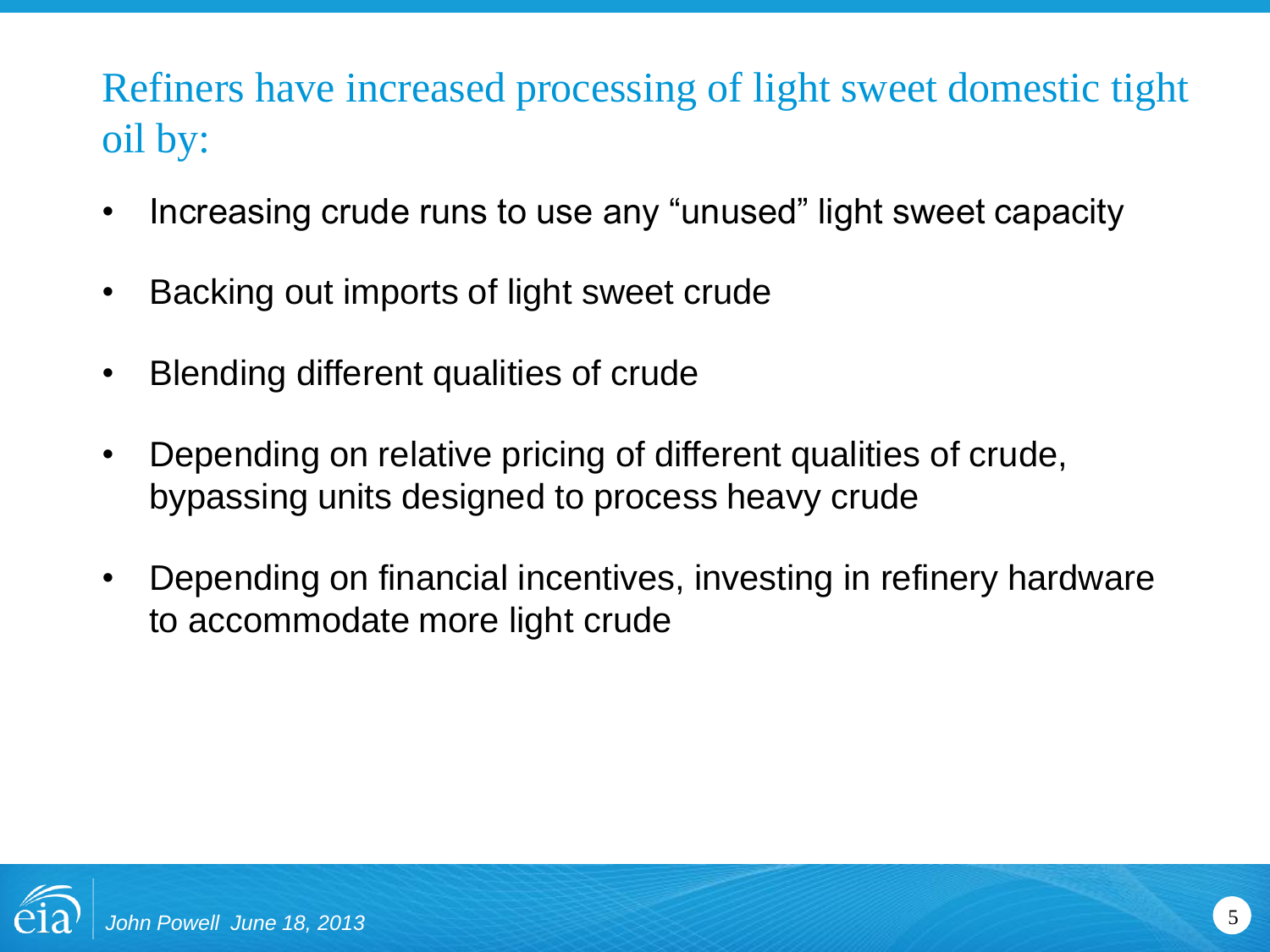## Refiners have increased processing of light sweet domestic tight oil by:

- Increasing crude runs to use any "unused" light sweet capacity
- Backing out imports of light sweet crude
- Blending different qualities of crude
- Depending on relative pricing of different qualities of crude, bypassing units designed to process heavy crude
- Depending on financial incentives, investing in refinery hardware to accommodate more light crude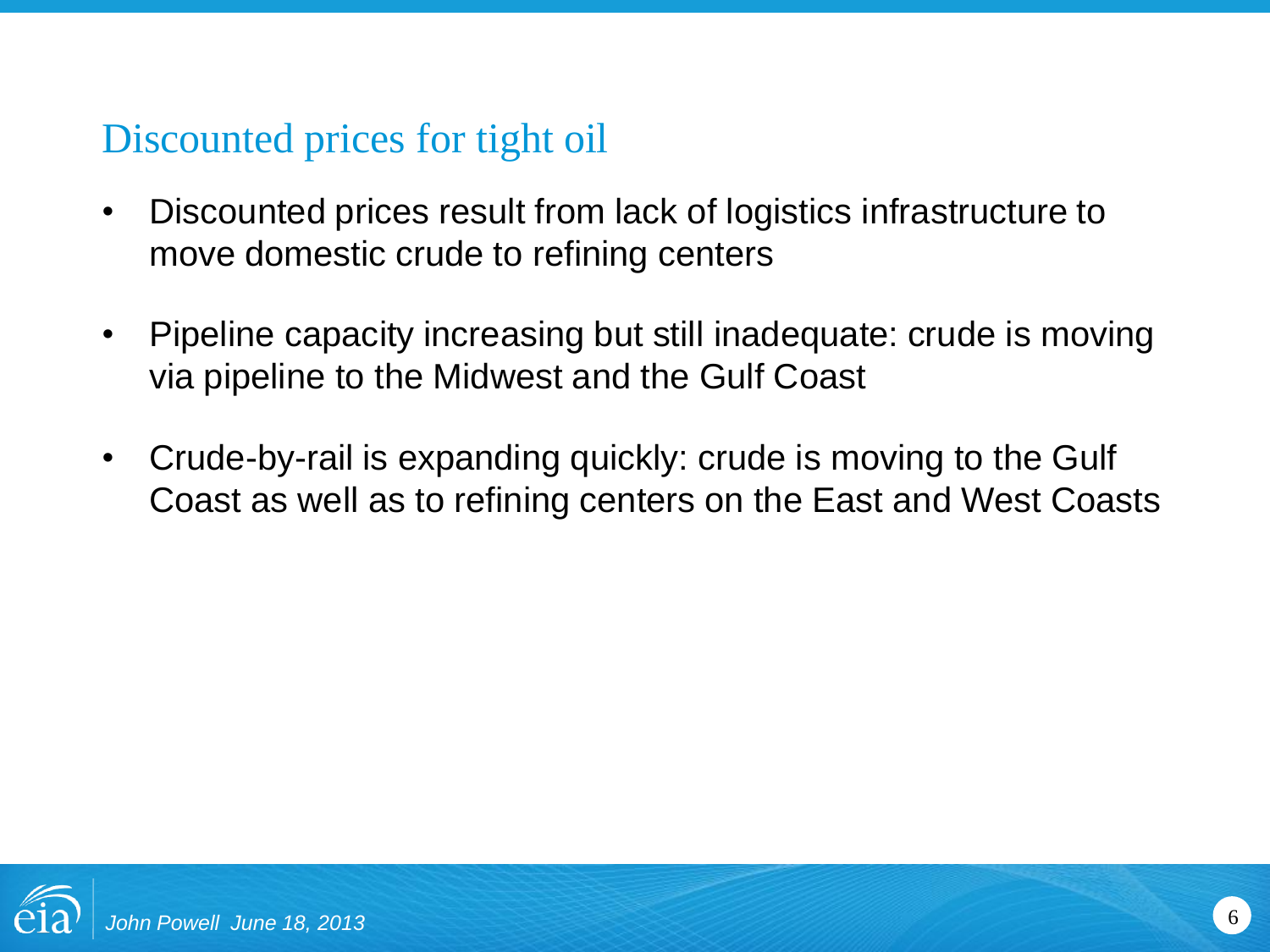## Discounted prices for tight oil

- Discounted prices result from lack of logistics infrastructure to move domestic crude to refining centers
- Pipeline capacity increasing but still inadequate: crude is moving via pipeline to the Midwest and the Gulf Coast
- Crude-by-rail is expanding quickly: crude is moving to the Gulf Coast as well as to refining centers on the East and West Coasts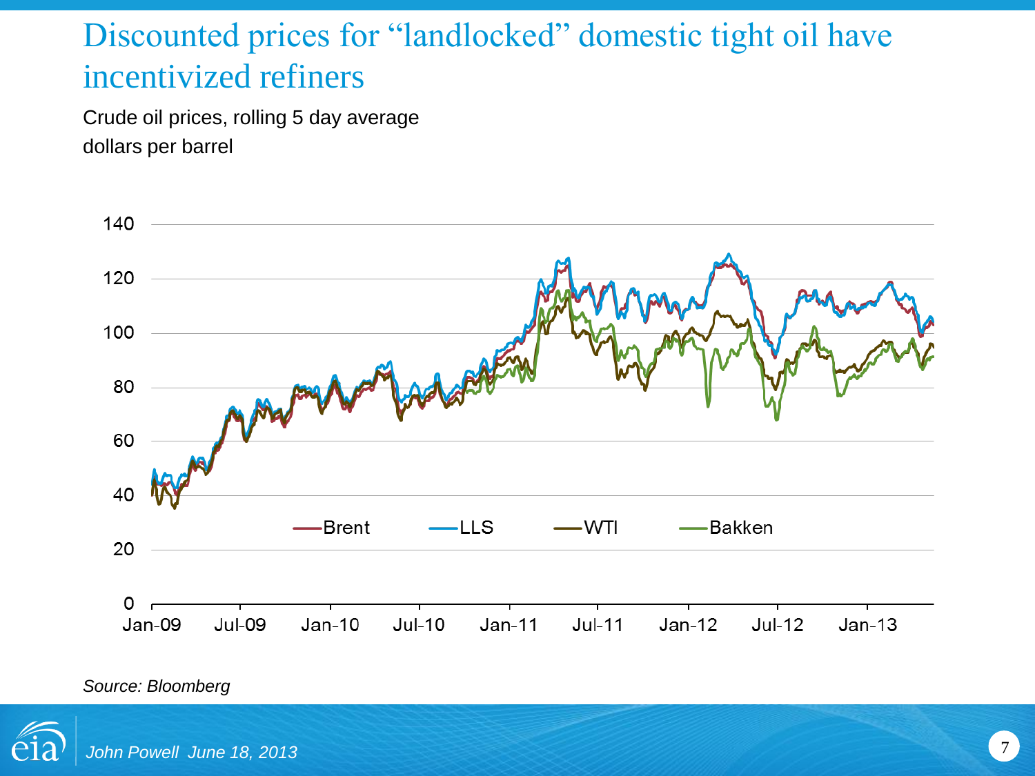# Discounted prices for "landlocked" domestic tight oil have incentivized refiners

Crude oil prices, rolling 5 day average
dollars per barrel

Source: Bloomberg

John Powell June 18, 2013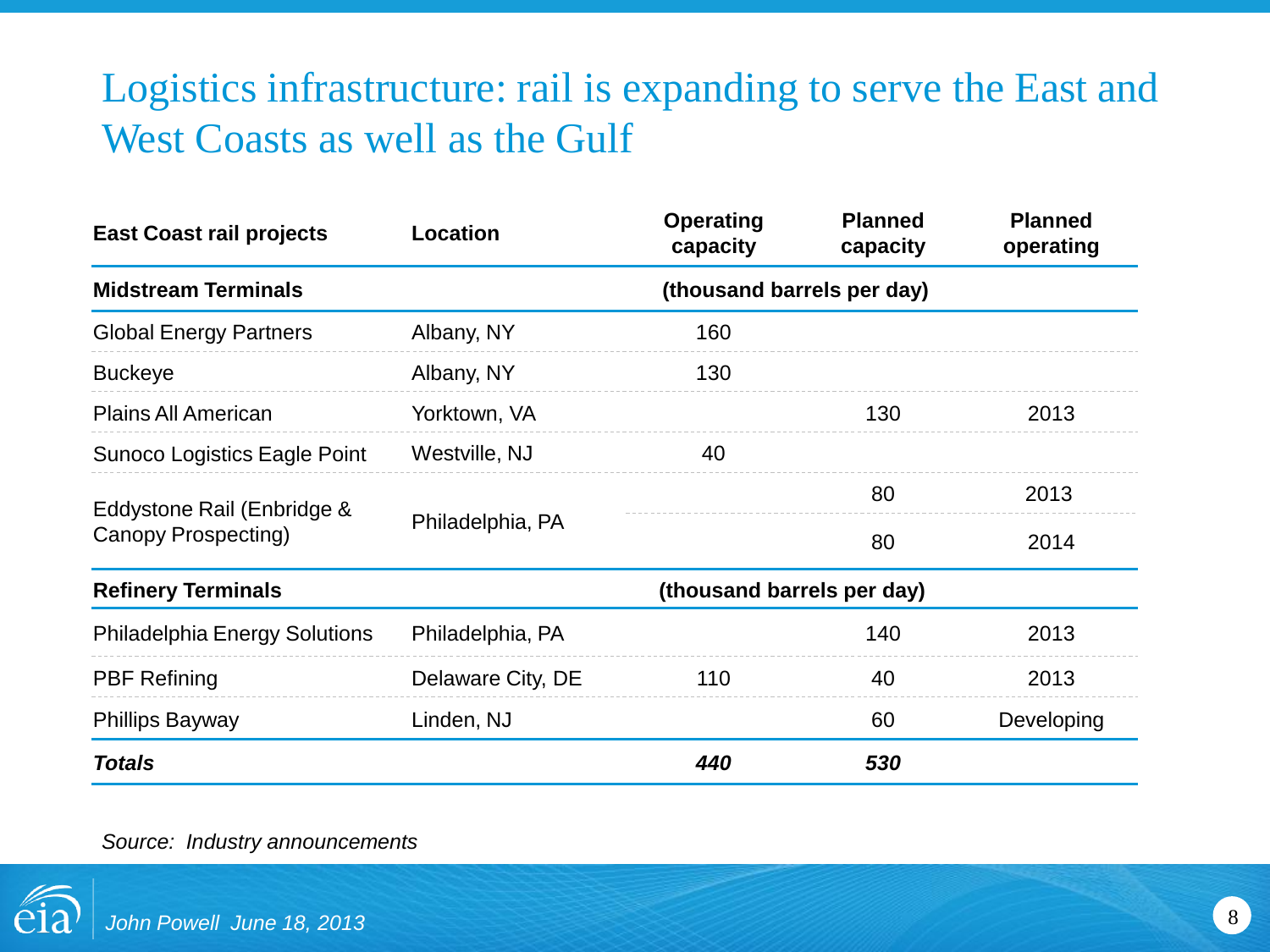# Logistics infrastructure: rail is expanding to serve the East and West Coasts as well as the Gulf

| East Coast rail projects | Location | Operating capacity | Planned capacity | Planned operating |
|---|---|---|---|---|
| **Midstream Terminals** | | **(thousand barrels per day)** | | |
| Global Energy Partners | Albany, NY | 160 | | |
| Buckeye | Albany, NY | 130 | | |
| Plains All American | Yorktown, VA | | 130 | 2013 |
| Sunoco Logistics Eagle Point | Westville, NJ | 40 | | |
| Eddystone Rail (Enbridge & Canopy Prospecting) | Philadelphia, PA | | 80 | 2013 |
| | | | 80 | 2014 |
| **Refinery Terminals** | | **(thousand barrels per day)** | | |
| Philadelphia Energy Solutions | Philadelphia, PA | | 140 | 2013 |
| PBF Refining | Delaware City, DE | 110 | 40 | 2013 |
| Phillips Bayway | Linden, NJ | | 60 | Developing |
| ***Totals*** | | ***440*** | ***530*** | |

*Source: Industry announcements*

*John Powell June 18, 2013*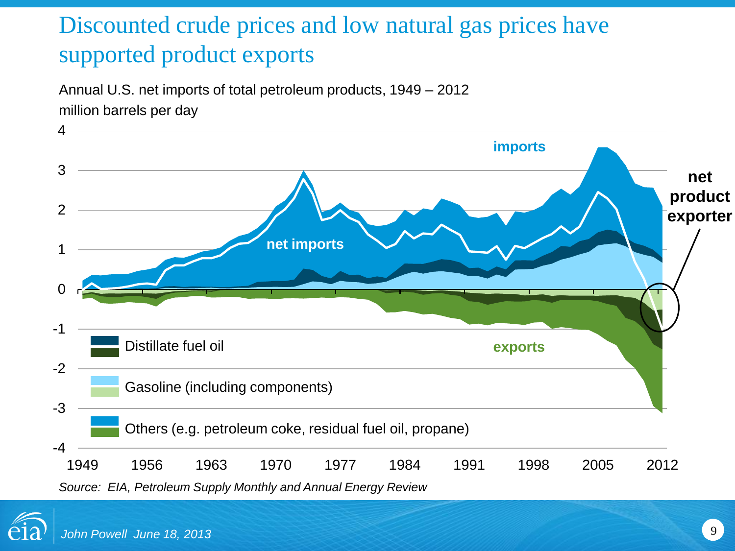# Discounted crude prices and low natural gas prices have supported product exports

Annual U.S. net imports of total petroleum products, 1949 – 2012

million barrels per day

4
3
2
1
0
-1
-2
-3
-4

1949 1956 1963 1970 1977 1984 1991 1998 2005 2012

**imports**

**net imports**

**exports**

**net product exporter**

Distillate fuel oil

Gasoline (including components)

Others (e.g. petroleum coke, residual fuel oil, propane)

*Source: EIA, Petroleum Supply Monthly and Annual Energy Review*

*John Powell June 18, 2013*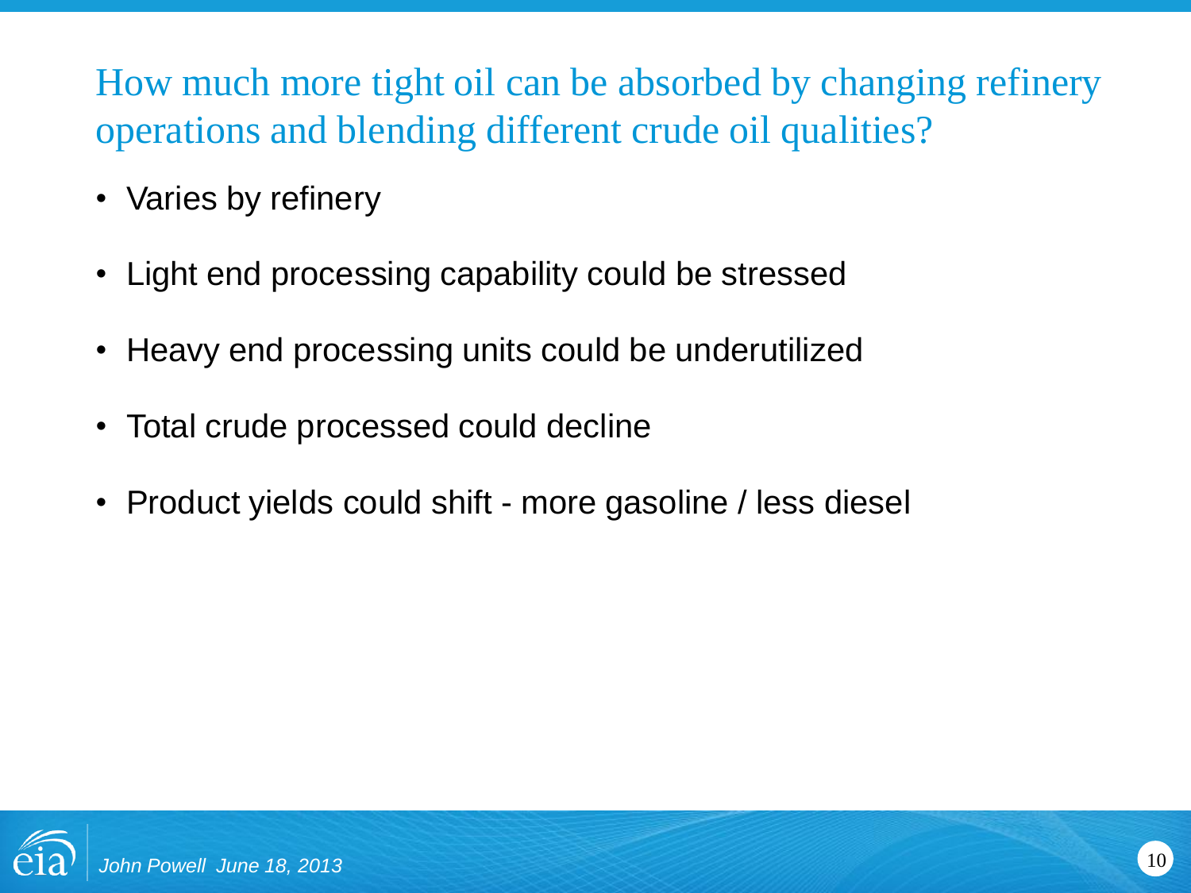## How much more tight oil can be absorbed by changing refinery operations and blending different crude oil qualities?

- Varies by refinery
- Light end processing capability could be stressed
- Heavy end processing units could be underutilized
- Total crude processed could decline
- Product yields could shift - more gasoline / less diesel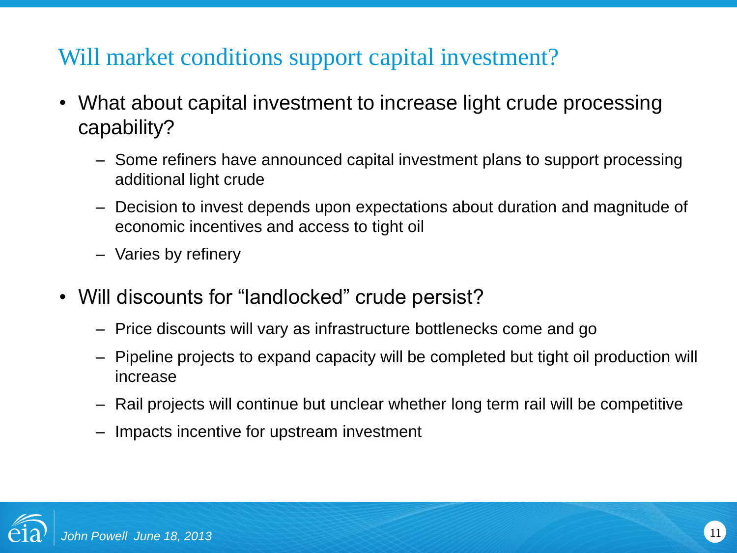# Will market conditions support capital investment?

- What about capital investment to increase light crude processing capability?
  - Some refiners have announced capital investment plans to support processing additional light crude
  - Decision to invest depends upon expectations about duration and magnitude of economic incentives and access to tight oil
  - Varies by refinery
- Will discounts for “landlocked” crude persist?
  - Price discounts will vary as infrastructure bottlenecks come and go
  - Pipeline projects to expand capacity will be completed but tight oil production will increase
  - Rail projects will continue but unclear whether long term rail will be competitive
  - Impacts incentive for upstream investment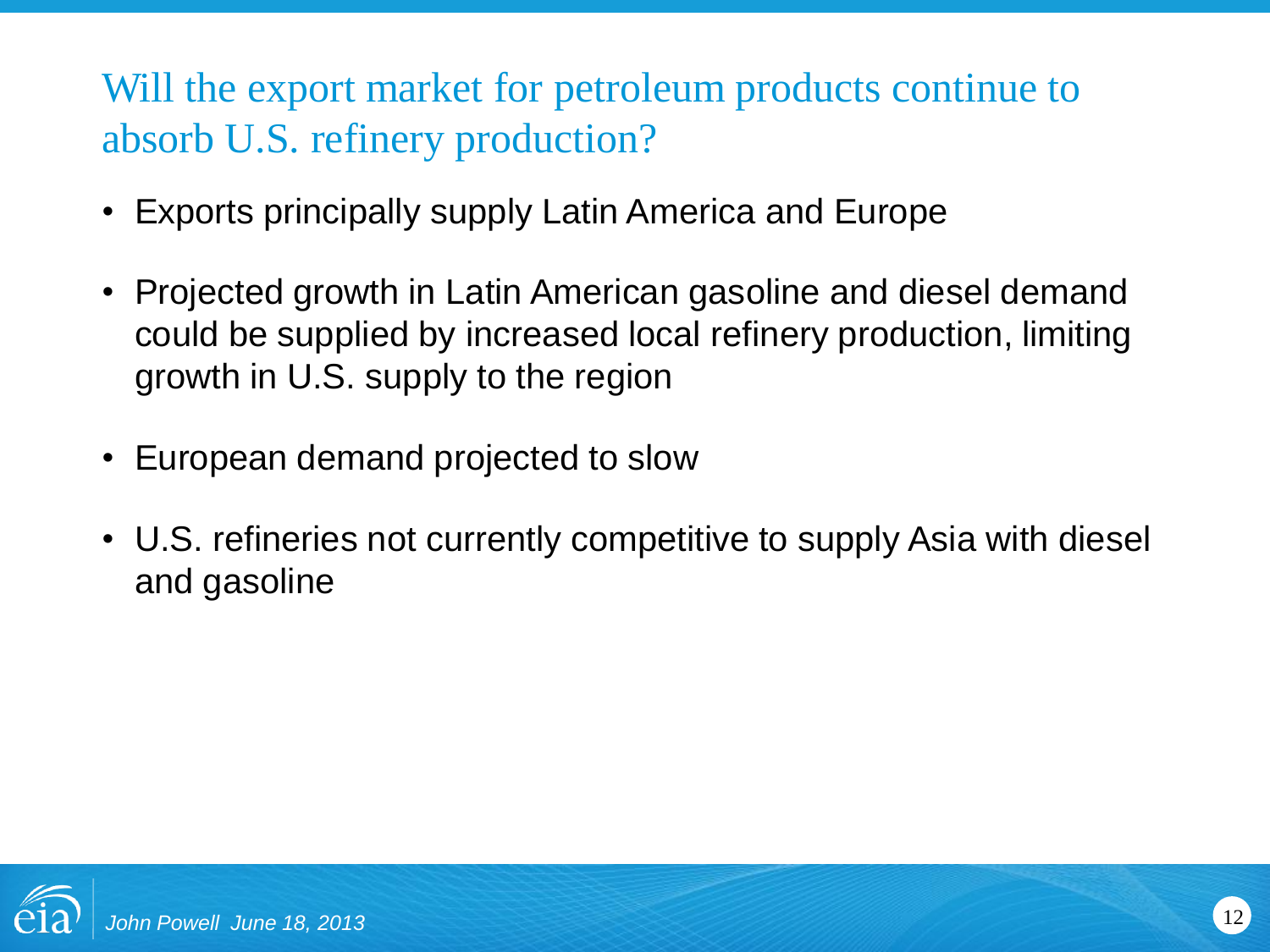## Will the export market for petroleum products continue to absorb U.S. refinery production?

- Exports principally supply Latin America and Europe
- Projected growth in Latin American gasoline and diesel demand could be supplied by increased local refinery production, limiting growth in U.S. supply to the region
- European demand projected to slow
- U.S. refineries not currently competitive to supply Asia with diesel and gasoline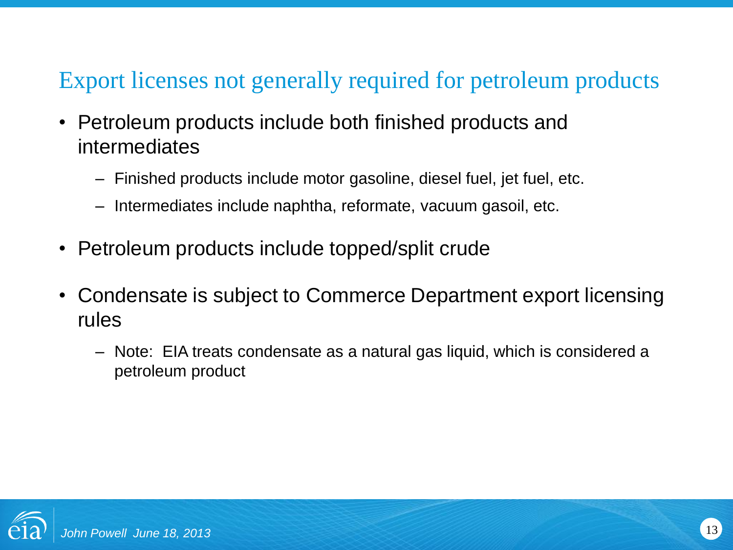## Export licenses not generally required for petroleum products

- Petroleum products include both finished products and intermediates
  - Finished products include motor gasoline, diesel fuel, jet fuel, etc.
  - Intermediates include naphtha, reformate, vacuum gasoil, etc.
- Petroleum products include topped/split crude
- Condensate is subject to Commerce Department export licensing rules
  - Note: EIA treats condensate as a natural gas liquid, which is considered a petroleum product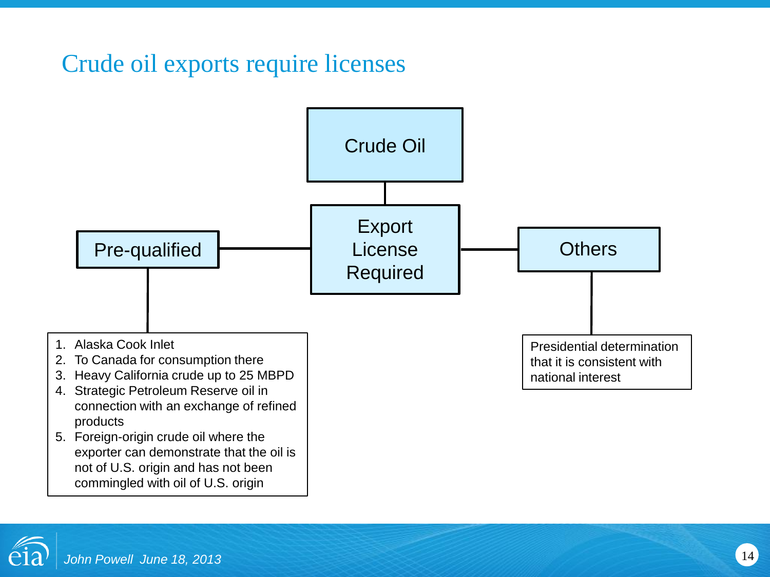# Crude oil exports require licenses

Crude Oil

Export License Required

Pre-qualified

1. Alaska Cook Inlet
2. To Canada for consumption there
3. Heavy California crude up to 25 MBPD
4. Strategic Petroleum Reserve oil in connection with an exchange of refined products
5. Foreign-origin crude oil where the exporter can demonstrate that the oil is not of U.S. origin and has not been commingled with oil of U.S. origin

Others

Presidential determination that it is consistent with national interest

*John Powell June 18, 2013*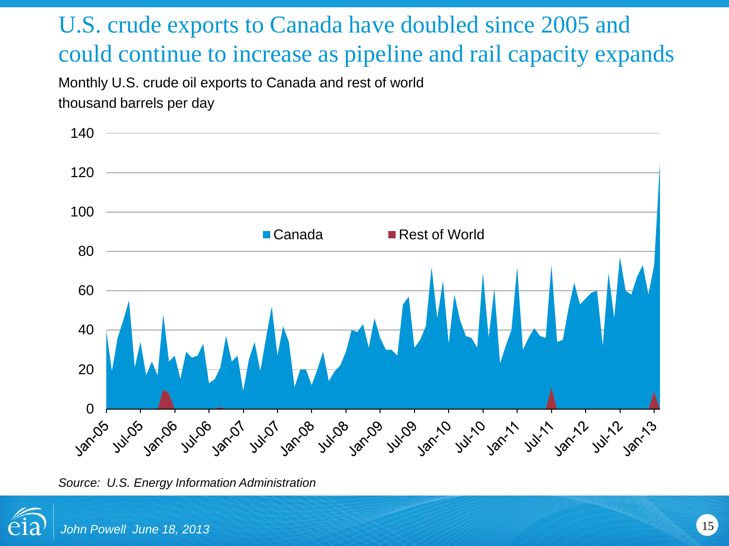# U.S. crude exports to Canada have doubled since 2005 and could continue to increase as pipeline and rail capacity expands

Monthly U.S. crude oil exports to Canada and rest of world

thousand barrels per day

Canada | Rest of World

0, 20, 40, 60, 80, 100, 120, 140

Jan-05, Jul-05, Jan-06, Jul-06, Jan-07, Jul-07, Jan-08, Jul-08, Jan-09, Jul-09, Jan-10, Jul-10, Jan-11, Jul-11, Jan-12, Jul-12, Jan-13

*Source: U.S. Energy Information Administration*

*John Powell June 18, 2013*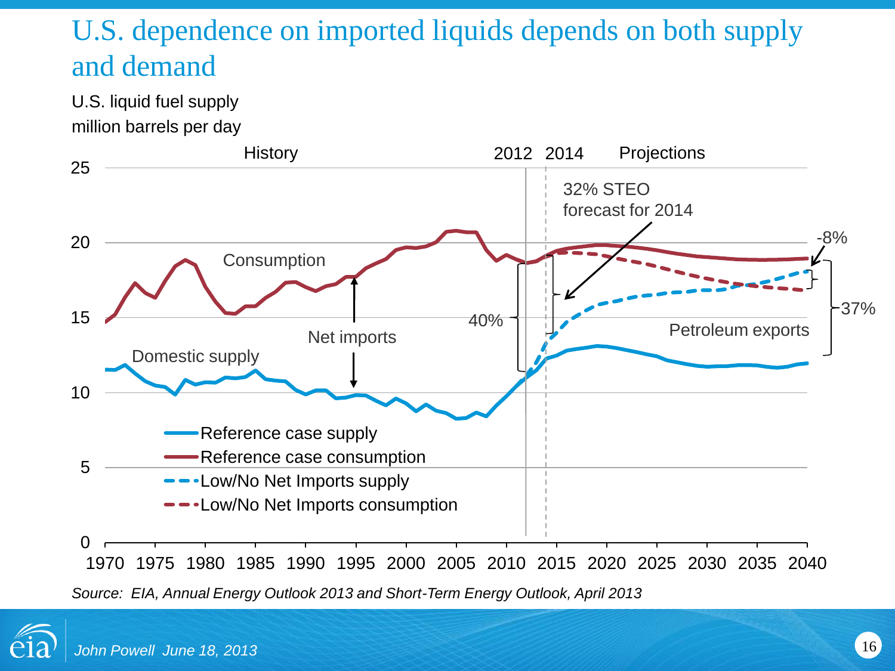# U.S. dependence on imported liquids depends on both supply and demand

U.S. liquid fuel supply
million barrels per day

History | 2012 | 2014 | Projections

32% STEO forecast for 2014

-8%

Consumption

Net imports

40%

37%

Petroleum exports

Domestic supply

- Reference case supply
- Reference case consumption
- Low/No Net Imports supply
- Low/No Net Imports consumption

*Source: EIA, Annual Energy Outlook 2013 and Short-Term Energy Outlook, April 2013*

*John Powell June 18, 2013*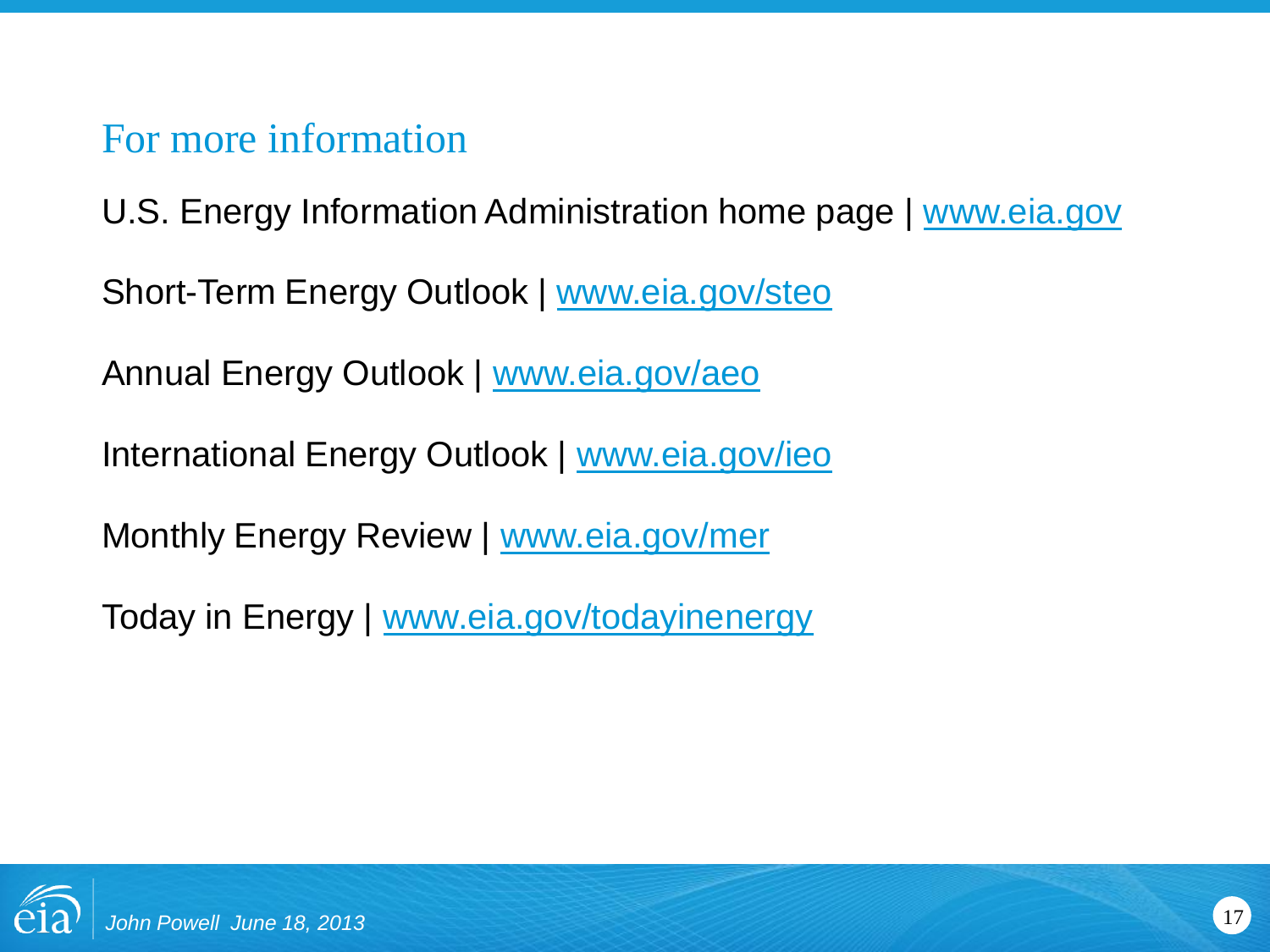## For more information

U.S. Energy Information Administration home page | www.eia.gov

Short-Term Energy Outlook | www.eia.gov/steo

Annual Energy Outlook | www.eia.gov/aeo

International Energy Outlook | www.eia.gov/ieo

Monthly Energy Review | www.eia.gov/mer

Today in Energy | www.eia.gov/todayinenergy